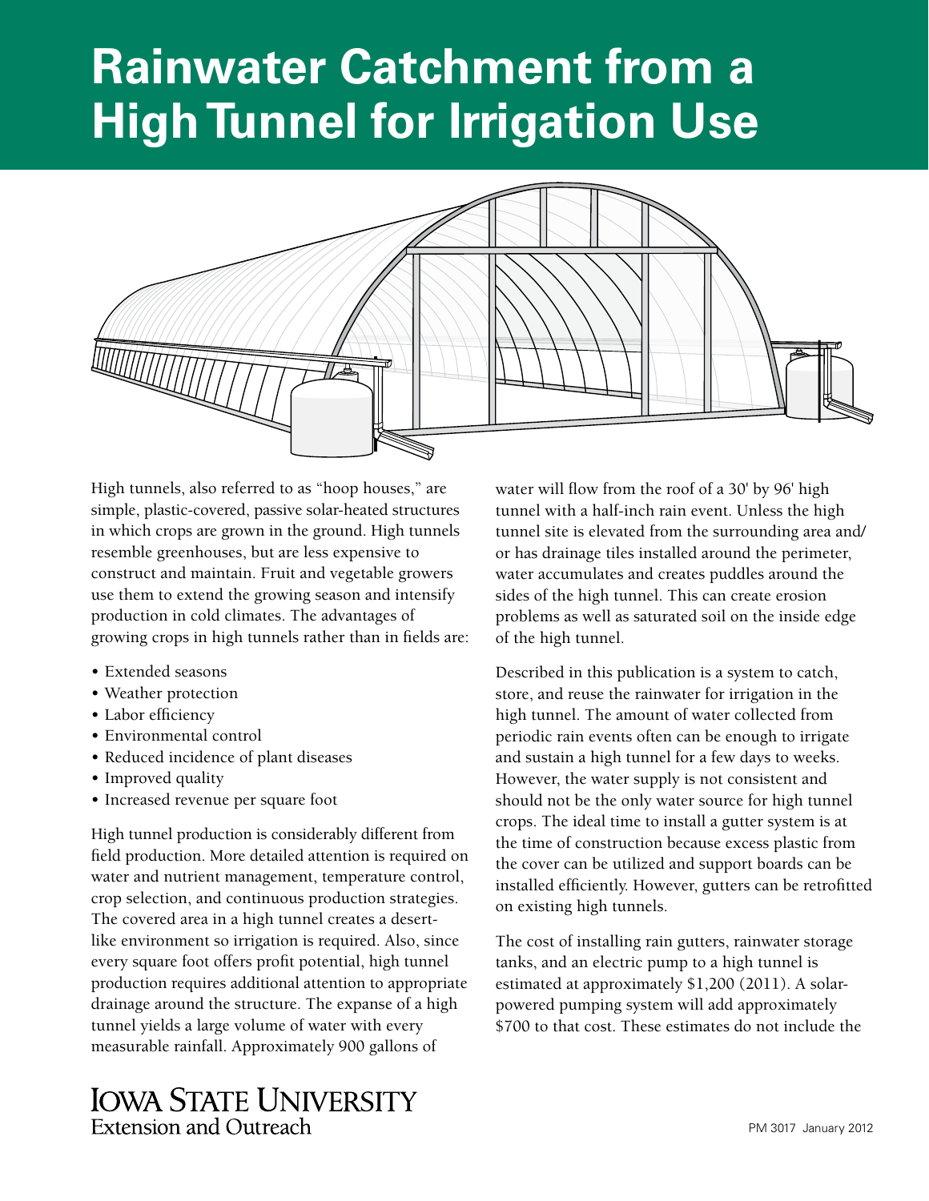# Rainwater Catchment from a High Tunnel for Irrigation Use

High tunnels, also referred to as "hoop houses," are simple, plastic-covered, passive solar-heated structures in which crops are grown in the ground. High tunnels resemble greenhouses, but are less expensive to construct and maintain. Fruit and vegetable growers use them to extend the growing season and intensify production in cold climates. The advantages of growing crops in high tunnels rather than in fields are:

- Extended seasons
- Weather protection
- Labor efficiency
- Environmental control
- Reduced incidence of plant diseases
- Improved quality
- Increased revenue per square foot

High tunnel production is considerably different from field production. More detailed attention is required on water and nutrient management, temperature control, crop selection, and continuous production strategies. The covered area in a high tunnel creates a desert-like environment so irrigation is required. Also, since every square foot offers profit potential, high tunnel production requires additional attention to appropriate drainage around the structure. The expanse of a high tunnel yields a large volume of water with every measurable rainfall. Approximately 900 gallons of water will flow from the roof of a 30' by 96' high tunnel with a half-inch rain event. Unless the high tunnel site is elevated from the surrounding area and/or has drainage tiles installed around the perimeter, water accumulates and creates puddles around the sides of the high tunnel. This can create erosion problems as well as saturated soil on the inside edge of the high tunnel.

Described in this publication is a system to catch, store, and reuse the rainwater for irrigation in the high tunnel. The amount of water collected from periodic rain events often can be enough to irrigate and sustain a high tunnel for a few days to weeks. However, the water supply is not consistent and should not be the only water source for high tunnel crops. The ideal time to install a gutter system is at the time of construction because excess plastic from the cover can be utilized and support boards can be installed efficiently. However, gutters can be retrofitted on existing high tunnels.

The cost of installing rain gutters, rainwater storage tanks, and an electric pump to a high tunnel is estimated at approximately $1,200 (2011). A solar-powered pumping system will add approximately $700 to that cost. These estimates do not include the

Iowa State University
Extension and Outreach

PM 3017 January 2012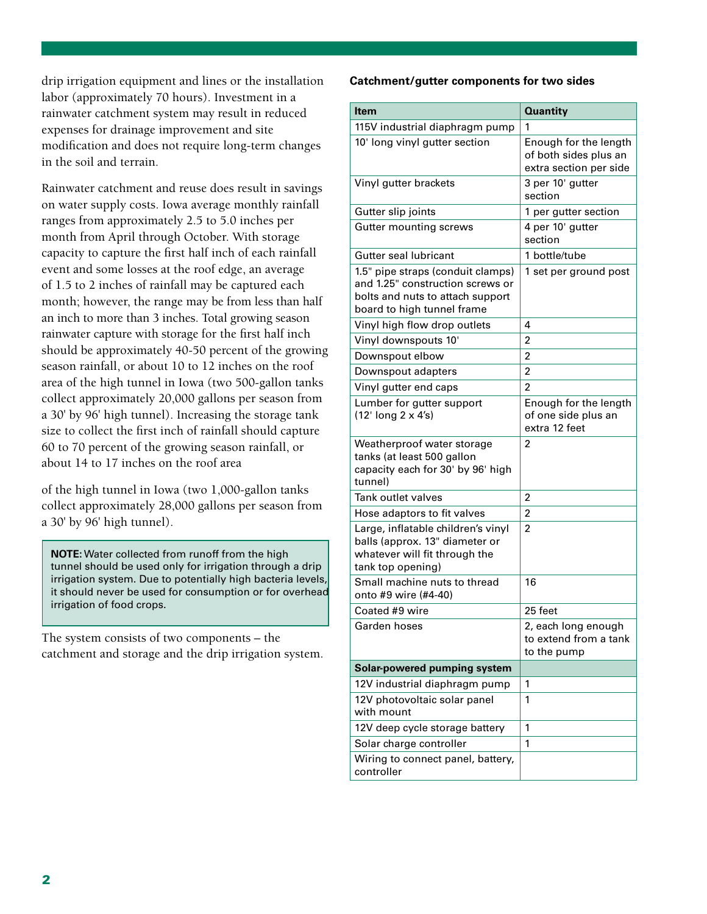drip irrigation equipment and lines or the installation labor (approximately 70 hours). Investment in a rainwater catchment system may result in reduced expenses for drainage improvement and site modification and does not require long-term changes in the soil and terrain.

Rainwater catchment and reuse does result in savings on water supply costs. Iowa average monthly rainfall ranges from approximately 2.5 to 5.0 inches per month from April through October. With storage capacity to capture the first half inch of each rainfall event and some losses at the roof edge, an average of 1.5 to 2 inches of rainfall may be captured each month; however, the range may be from less than half an inch to more than 3 inches. Total growing season rainwater capture with storage for the first half inch should be approximately 40-50 percent of the growing season rainfall, or about 10 to 12 inches on the roof area of the high tunnel in Iowa (two 500-gallon tanks collect approximately 20,000 gallons per season from a 30' by 96' high tunnel). Increasing the storage tank size to collect the first inch of rainfall should capture 60 to 70 percent of the growing season rainfall, or about 14 to 17 inches on the roof area of the high tunnel in Iowa (two 1,000-gallon tanks collect approximately 28,000 gallons per season from a 30' by 96' high tunnel).

> **NOTE:** Water collected from runoff from the high tunnel should be used only for irrigation through a drip irrigation system. Due to potentially high bacteria levels, it should never be used for consumption or for overhead irrigation of food crops.

The system consists of two components – the catchment and storage and the drip irrigation system.

**Catchment/gutter components for two sides**

| Item | Quantity |
|---|---|
| 115V industrial diaphragm pump | 1 |
| 10' long vinyl gutter section | Enough for the length of both sides plus an extra section per side |
| Vinyl gutter brackets | 3 per 10' gutter section |
| Gutter slip joints | 1 per gutter section |
| Gutter mounting screws | 4 per 10' gutter section |
| Gutter seal lubricant | 1 bottle/tube |
| 1.5" pipe straps (conduit clamps) and 1.25" construction screws or bolts and nuts to attach support board to high tunnel frame | 1 set per ground post |
| Vinyl high flow drop outlets | 4 |
| Vinyl downspouts 10' | 2 |
| Downspout elbow | 2 |
| Downspout adapters | 2 |
| Vinyl gutter end caps | 2 |
| Lumber for gutter support (12' long 2 x 4's) | Enough for the length of one side plus an extra 12 feet |
| Weatherproof water storage tanks (at least 500 gallon capacity each for 30' by 96' high tunnel) | 2 |
| Tank outlet valves | 2 |
| Hose adaptors to fit valves | 2 |
| Large, inflatable children's vinyl balls (approx. 13" diameter or whatever will fit through the tank top opening) | 2 |
| Small machine nuts to thread onto #9 wire (#4-40) | 16 |
| Coated #9 wire | 25 feet |
| Garden hoses | 2, each long enough to extend from a tank to the pump |
| **Solar-powered pumping system** | |
| 12V industrial diaphragm pump | 1 |
| 12V photovoltaic solar panel with mount | 1 |
| 12V deep cycle storage battery | 1 |
| Solar charge controller | 1 |
| Wiring to connect panel, battery, controller | |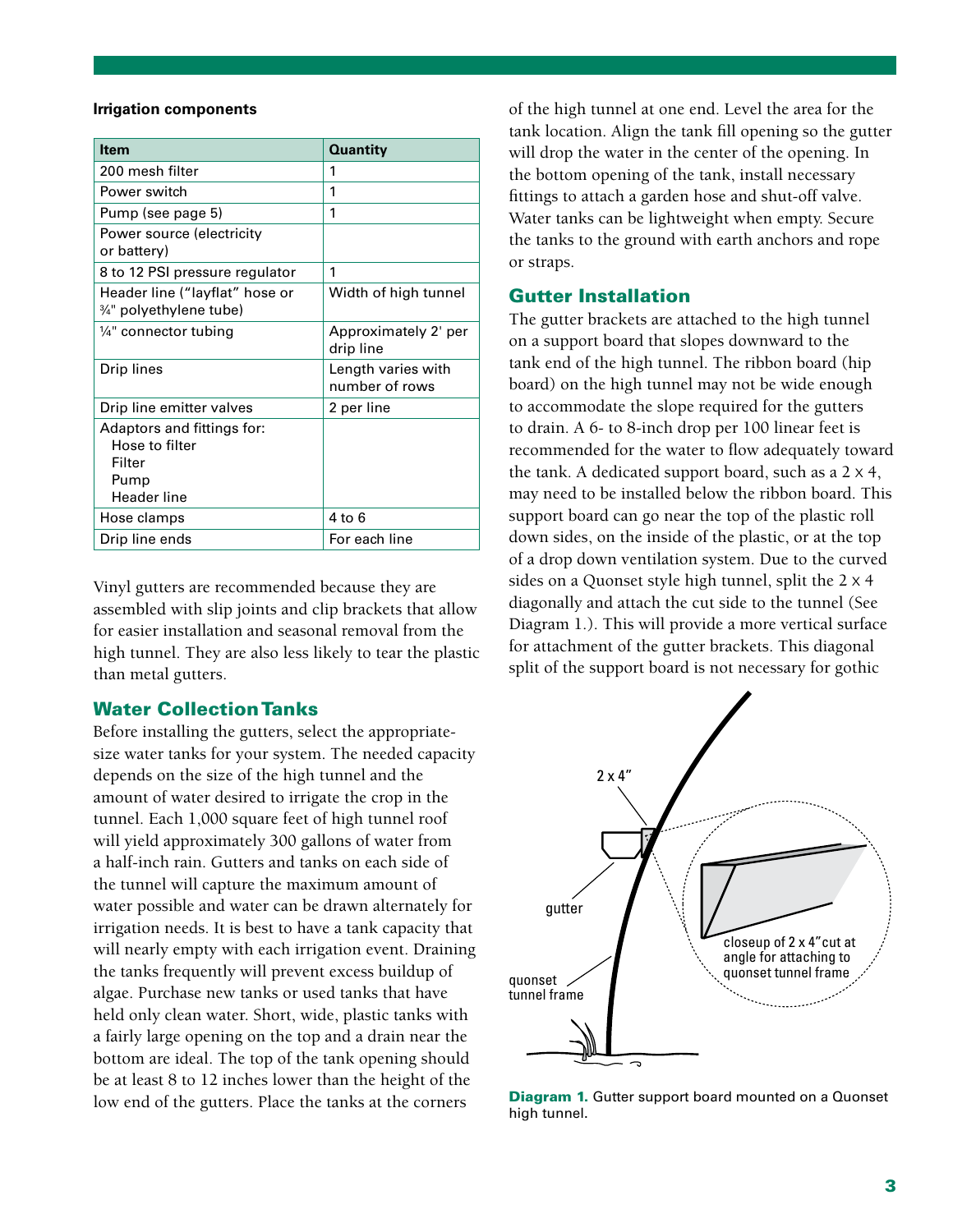**Irrigation components**

| Item | Quantity |
|---|---|
| 200 mesh filter | 1 |
| Power switch | 1 |
| Pump (see page 5) | 1 |
| Power source (electricity or battery) | |
| 8 to 12 PSI pressure regulator | 1 |
| Header line ("layflat" hose or ¾" polyethylene tube) | Width of high tunnel |
| ¼" connector tubing | Approximately 2' per drip line |
| Drip lines | Length varies with number of rows |
| Drip line emitter valves | 2 per line |
| Adaptors and fittings for: Hose to filter, Filter, Pump, Header line | |
| Hose clamps | 4 to 6 |
| Drip line ends | For each line |

Vinyl gutters are recommended because they are assembled with slip joints and clip brackets that allow for easier installation and seasonal removal from the high tunnel. They are also less likely to tear the plastic than metal gutters.

## Water Collection Tanks

Before installing the gutters, select the appropriate-size water tanks for your system. The needed capacity depends on the size of the high tunnel and the amount of water desired to irrigate the crop in the tunnel. Each 1,000 square feet of high tunnel roof will yield approximately 300 gallons of water from a half-inch rain. Gutters and tanks on each side of the tunnel will capture the maximum amount of water possible and water can be drawn alternately for irrigation needs. It is best to have a tank capacity that will nearly empty with each irrigation event. Draining the tanks frequently will prevent excess buildup of algae. Purchase new tanks or used tanks that have held only clean water. Short, wide, plastic tanks with a fairly large opening on the top and a drain near the bottom are ideal. The top of the tank opening should be at least 8 to 12 inches lower than the height of the low end of the gutters. Place the tanks at the corners of the high tunnel at one end. Level the area for the tank location. Align the tank fill opening so the gutter will drop the water in the center of the opening. In the bottom opening of the tank, install necessary fittings to attach a garden hose and shut-off valve. Water tanks can be lightweight when empty. Secure the tanks to the ground with earth anchors and rope or straps.

## Gutter Installation

The gutter brackets are attached to the high tunnel on a support board that slopes downward to the tank end of the high tunnel. The ribbon board (hip board) on the high tunnel may not be wide enough to accommodate the slope required for the gutters to drain. A 6- to 8-inch drop per 100 linear feet is recommended for the water to flow adequately toward the tank. A dedicated support board, such as a 2 x 4, may need to be installed below the ribbon board. This support board can go near the top of the plastic roll down sides, on the inside of the plastic, or at the top of a drop down ventilation system. Due to the curved sides on a Quonset style high tunnel, split the 2 x 4 diagonally and attach the cut side to the tunnel (See Diagram 1.). This will provide a more vertical surface for attachment of the gutter brackets. This diagonal split of the support board is not necessary for gothic

**Diagram 1.** Gutter support board mounted on a Quonset high tunnel.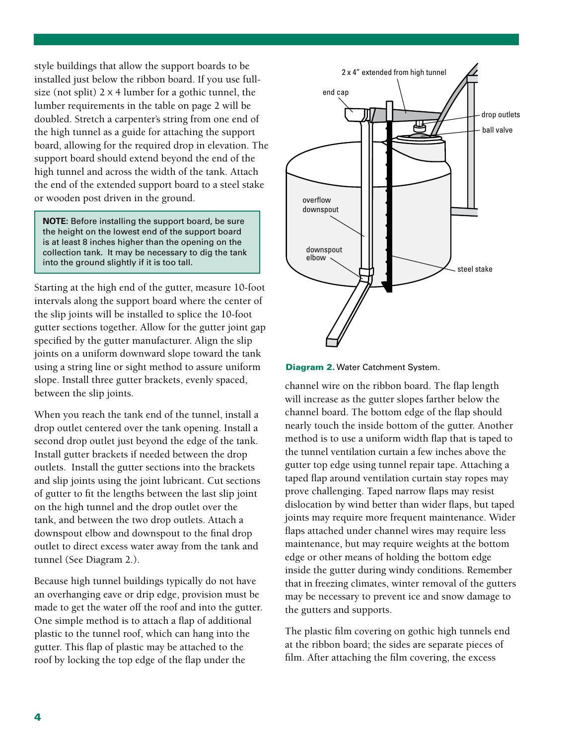style buildings that allow the support boards to be installed just below the ribbon board. If you use full-size (not split) 2 x 4 lumber for a gothic tunnel, the lumber requirements in the table on page 2 will be doubled. Stretch a carpenter's string from one end of the high tunnel as a guide for attaching the support board, allowing for the required drop in elevation. The support board should extend beyond the end of the high tunnel and across the width of the tank. Attach the end of the extended support board to a steel stake or wooden post driven in the ground.

> **NOTE:** Before installing the support board, be sure the height on the lowest end of the support board is at least 8 inches higher than the opening on the collection tank. It may be necessary to dig the tank into the ground slightly if it is too tall.

Starting at the high end of the gutter, measure 10-foot intervals along the support board where the center of the slip joints will be installed to splice the 10-foot gutter sections together. Allow for the gutter joint gap specified by the gutter manufacturer. Align the slip joints on a uniform downward slope toward the tank using a string line or sight method to assure uniform slope. Install three gutter brackets, evenly spaced, between the slip joints.

When you reach the tank end of the tunnel, install a drop outlet centered over the tank opening. Install a second drop outlet just beyond the edge of the tank. Install gutter brackets if needed between the drop outlets. Install the gutter sections into the brackets and slip joints using the joint lubricant. Cut sections of gutter to fit the lengths between the last slip joint on the high tunnel and the drop outlet over the tank, and between the two drop outlets. Attach a downspout elbow and downspout to the final drop outlet to direct excess water away from the tank and tunnel (See Diagram 2.).

Because high tunnel buildings typically do not have an overhanging eave or drip edge, provision must be made to get the water off the roof and into the gutter. One simple method is to attach a flap of additional plastic to the tunnel roof, which can hang into the gutter. This flap of plastic may be attached to the roof by locking the top edge of the flap under the

**Diagram 2.** Water Catchment System.

channel wire on the ribbon board. The flap length will increase as the gutter slopes farther below the channel board. The bottom edge of the flap should nearly touch the inside bottom of the gutter. Another method is to use a uniform width flap that is taped to the tunnel ventilation curtain a few inches above the gutter top edge using tunnel repair tape. Attaching a taped flap around ventilation curtain stay ropes may prove challenging. Taped narrow flaps may resist dislocation by wind better than wider flaps, but taped joints may require more frequent maintenance. Wider flaps attached under channel wires may require less maintenance, but may require weights at the bottom edge or other means of holding the bottom edge inside the gutter during windy conditions. Remember that in freezing climates, winter removal of the gutters may be necessary to prevent ice and snow damage to the gutters and supports.

The plastic film covering on gothic high tunnels end at the ribbon board; the sides are separate pieces of film. After attaching the film covering, the excess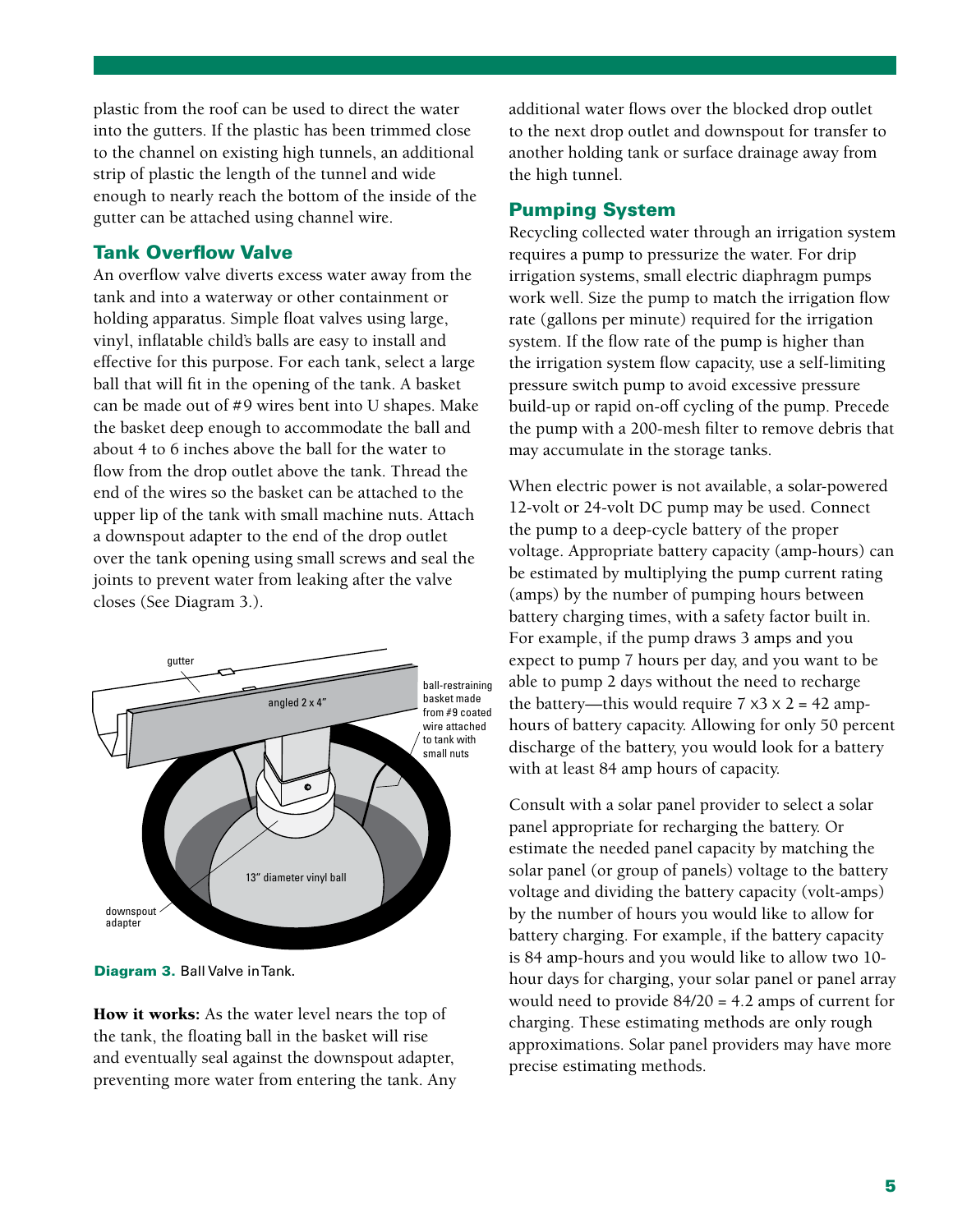plastic from the roof can be used to direct the water into the gutters. If the plastic has been trimmed close to the channel on existing high tunnels, an additional strip of plastic the length of the tunnel and wide enough to nearly reach the bottom of the inside of the gutter can be attached using channel wire.

## Tank Overflow Valve

An overflow valve diverts excess water away from the tank and into a waterway or other containment or holding apparatus. Simple float valves using large, vinyl, inflatable child's balls are easy to install and effective for this purpose. For each tank, select a large ball that will fit in the opening of the tank. A basket can be made out of #9 wires bent into U shapes. Make the basket deep enough to accommodate the ball and about 4 to 6 inches above the ball for the water to flow from the drop outlet above the tank. Thread the end of the wires so the basket can be attached to the upper lip of the tank with small machine nuts. Attach a downspout adapter to the end of the drop outlet over the tank opening using small screws and seal the joints to prevent water from leaking after the valve closes (See Diagram 3.).

**Diagram 3.** Ball Valve in Tank.

**How it works:** As the water level nears the top of the tank, the floating ball in the basket will rise and eventually seal against the downspout adapter, preventing more water from entering the tank. Any additional water flows over the blocked drop outlet to the next drop outlet and downspout for transfer to another holding tank or surface drainage away from the high tunnel.

## Pumping System

Recycling collected water through an irrigation system requires a pump to pressurize the water. For drip irrigation systems, small electric diaphragm pumps work well. Size the pump to match the irrigation flow rate (gallons per minute) required for the irrigation system. If the flow rate of the pump is higher than the irrigation system flow capacity, use a self-limiting pressure switch pump to avoid excessive pressure build-up or rapid on-off cycling of the pump. Precede the pump with a 200-mesh filter to remove debris that may accumulate in the storage tanks.

When electric power is not available, a solar-powered 12-volt or 24-volt DC pump may be used. Connect the pump to a deep-cycle battery of the proper voltage. Appropriate battery capacity (amp-hours) can be estimated by multiplying the pump current rating (amps) by the number of pumping hours between battery charging times, with a safety factor built in. For example, if the pump draws 3 amps and you expect to pump 7 hours per day, and you want to be able to pump 2 days without the need to recharge the battery—this would require $7 \times 3 \times 2 = 42$ amp-hours of battery capacity. Allowing for only 50 percent discharge of the battery, you would look for a battery with at least 84 amp hours of capacity.

Consult with a solar panel provider to select a solar panel appropriate for recharging the battery. Or estimate the needed panel capacity by matching the solar panel (or group of panels) voltage to the battery voltage and dividing the battery capacity (volt-amps) by the number of hours you would like to allow for battery charging. For example, if the battery capacity is 84 amp-hours and you would like to allow two 10-hour days for charging, your solar panel or panel array would need to provide $84/20 = 4.2$ amps of current for charging. These estimating methods are only rough approximations. Solar panel providers may have more precise estimating methods.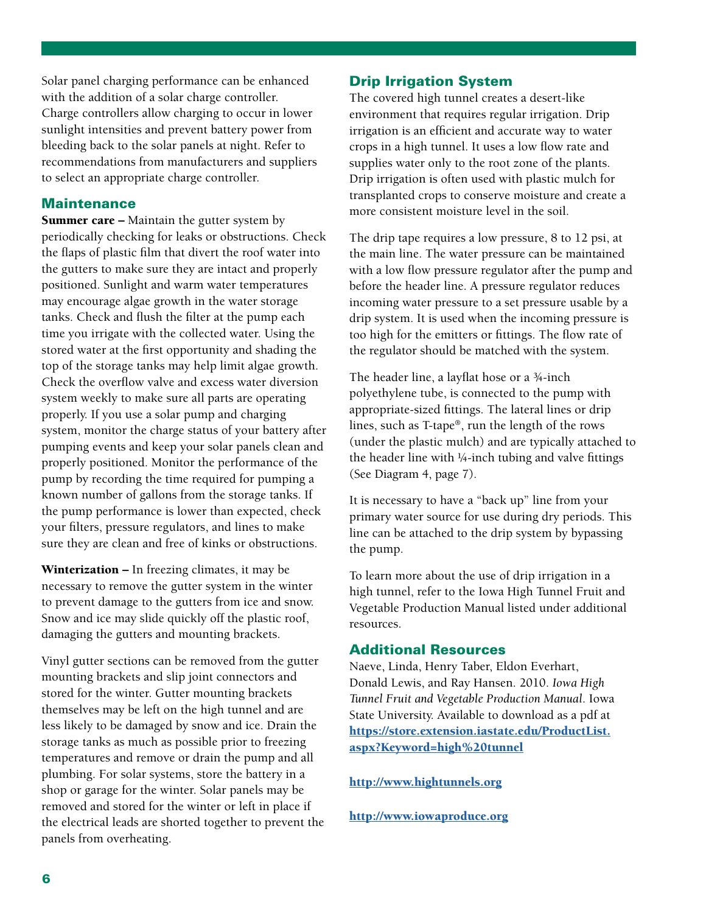Solar panel charging performance can be enhanced with the addition of a solar charge controller. Charge controllers allow charging to occur in lower sunlight intensities and prevent battery power from bleeding back to the solar panels at night. Refer to recommendations from manufacturers and suppliers to select an appropriate charge controller.

## Maintenance

**Summer care –** Maintain the gutter system by periodically checking for leaks or obstructions. Check the flaps of plastic film that divert the roof water into the gutters to make sure they are intact and properly positioned. Sunlight and warm water temperatures may encourage algae growth in the water storage tanks. Check and flush the filter at the pump each time you irrigate with the collected water. Using the stored water at the first opportunity and shading the top of the storage tanks may help limit algae growth. Check the overflow valve and excess water diversion system weekly to make sure all parts are operating properly. If you use a solar pump and charging system, monitor the charge status of your battery after pumping events and keep your solar panels clean and properly positioned. Monitor the performance of the pump by recording the time required for pumping a known number of gallons from the storage tanks. If the pump performance is lower than expected, check your filters, pressure regulators, and lines to make sure they are clean and free of kinks or obstructions.

**Winterization –** In freezing climates, it may be necessary to remove the gutter system in the winter to prevent damage to the gutters from ice and snow. Snow and ice may slide quickly off the plastic roof, damaging the gutters and mounting brackets.

Vinyl gutter sections can be removed from the gutter mounting brackets and slip joint connectors and stored for the winter. Gutter mounting brackets themselves may be left on the high tunnel and are less likely to be damaged by snow and ice. Drain the storage tanks as much as possible prior to freezing temperatures and remove or drain the pump and all plumbing. For solar systems, store the battery in a shop or garage for the winter. Solar panels may be removed and stored for the winter or left in place if the electrical leads are shorted together to prevent the panels from overheating.

## Drip Irrigation System

The covered high tunnel creates a desert-like environment that requires regular irrigation. Drip irrigation is an efficient and accurate way to water crops in a high tunnel. It uses a low flow rate and supplies water only to the root zone of the plants. Drip irrigation is often used with plastic mulch for transplanted crops to conserve moisture and create a more consistent moisture level in the soil.

The drip tape requires a low pressure, 8 to 12 psi, at the main line. The water pressure can be maintained with a low flow pressure regulator after the pump and before the header line. A pressure regulator reduces incoming water pressure to a set pressure usable by a drip system. It is used when the incoming pressure is too high for the emitters or fittings. The flow rate of the regulator should be matched with the system.

The header line, a layflat hose or a ¾-inch polyethylene tube, is connected to the pump with appropriate-sized fittings. The lateral lines or drip lines, such as T-tape®, run the length of the rows (under the plastic mulch) and are typically attached to the header line with ¼-inch tubing and valve fittings (See Diagram 4, page 7).

It is necessary to have a "back up" line from your primary water source for use during dry periods. This line can be attached to the drip system by bypassing the pump.

To learn more about the use of drip irrigation in a high tunnel, refer to the Iowa High Tunnel Fruit and Vegetable Production Manual listed under additional resources.

## Additional Resources

Naeve, Linda, Henry Taber, Eldon Everhart, Donald Lewis, and Ray Hansen. 2010. *Iowa High Tunnel Fruit and Vegetable Production Manual*. Iowa State University. Available to download as a pdf at [https://store.extension.iastate.edu/ProductList.aspx?Keyword=high%20tunnel](https://store.extension.iastate.edu/ProductList.aspx?Keyword=high%20tunnel)

[http://www.hightunnels.org](http://www.hightunnels.org)

[http://www.iowaproduce.org](http://www.iowaproduce.org)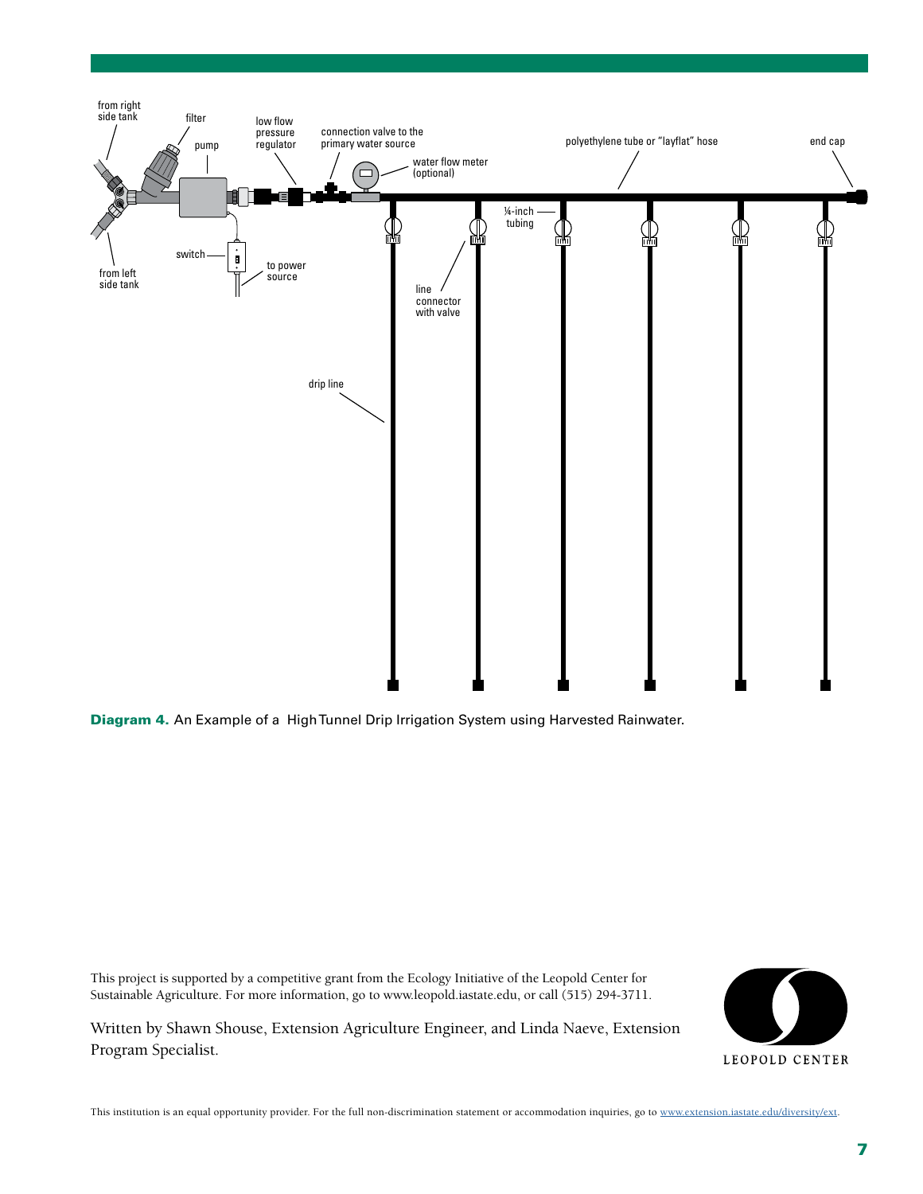from right side tank

filter

pump

low flow pressure regulator

connection valve to the primary water source

water flow meter (optional)

polyethylene tube or "layflat" hose

end cap

¼-inch tubing

switch

to power source

from left side tank

line connector with valve

drip line

**Diagram 4.** An Example of a High Tunnel Drip Irrigation System using Harvested Rainwater.

This project is supported by a competitive grant from the Ecology Initiative of the Leopold Center for Sustainable Agriculture. For more information, go to www.leopold.iastate.edu, or call (515) 294-3711.

Written by Shawn Shouse, Extension Agriculture Engineer, and Linda Naeve, Extension Program Specialist.

LEOPOLD CENTER

This institution is an equal opportunity provider. For the full non-discrimination statement or accommodation inquiries, go to www.extension.iastate.edu/diversity/ext.